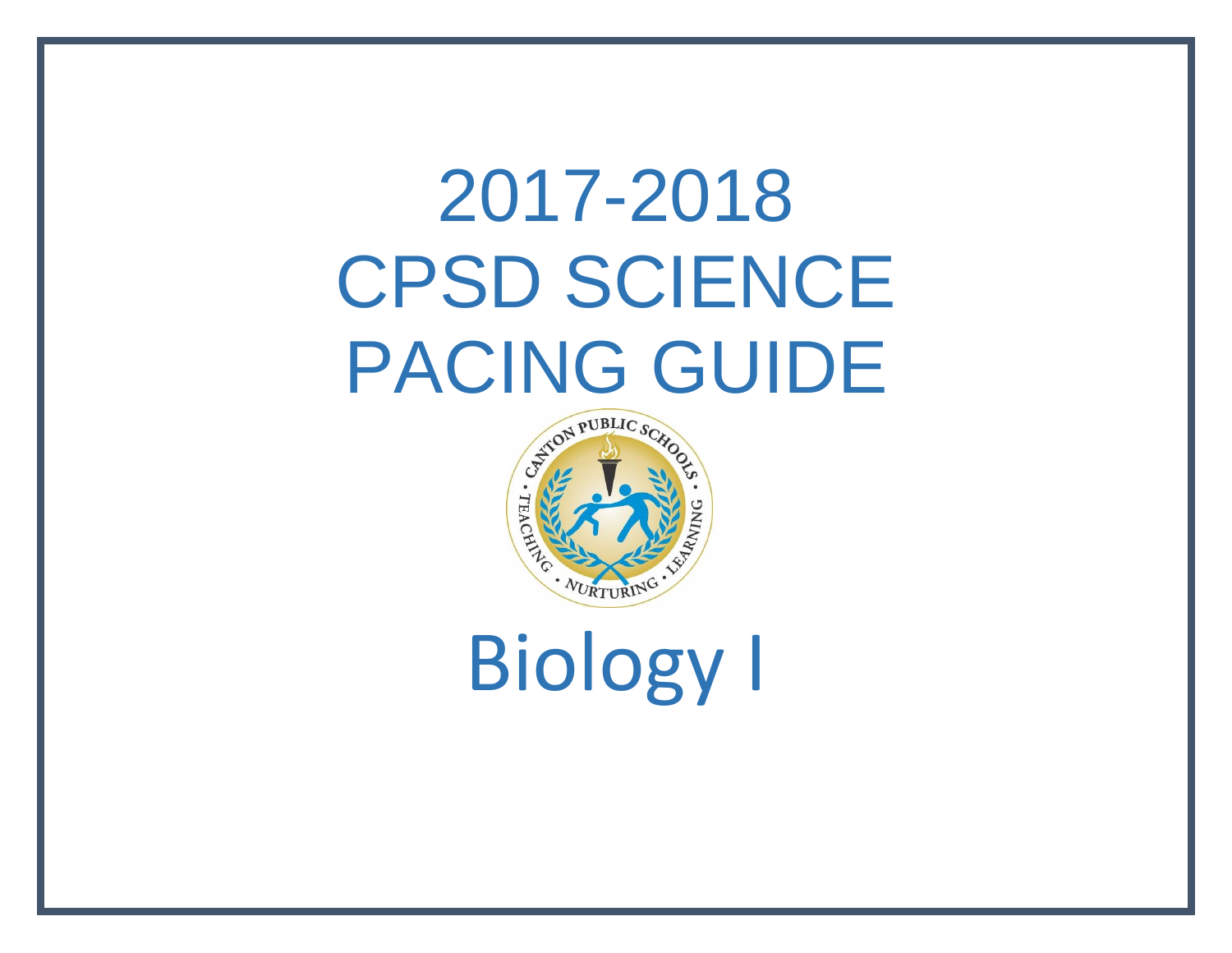# 2017-2018 CPSD SCIENCE PACING GUIDE

# Biology I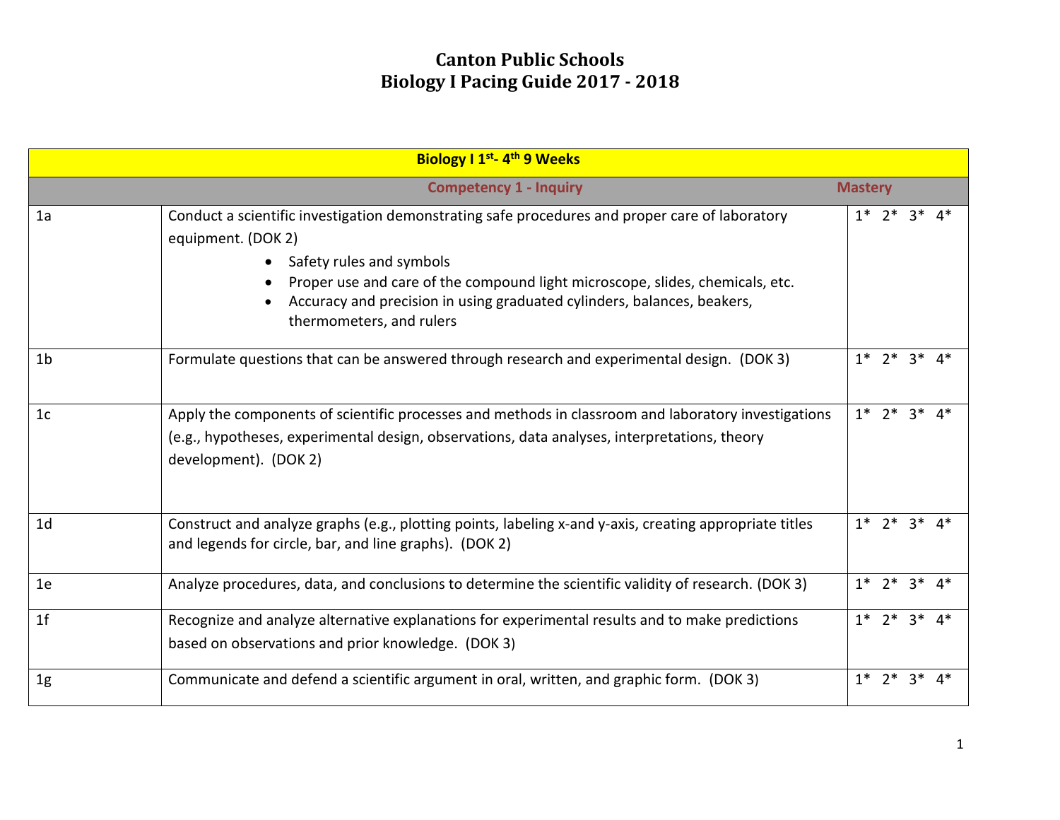# Canton Public Schools
# Biology I Pacing Guide 2017 - 2018

| Biology I 1st- 4th 9 Weeks | | |
|---|---|---|
| | **Competency 1 - Inquiry** | **Mastery** |
| 1a | Conduct a scientific investigation demonstrating safe procedures and proper care of laboratory equipment. (DOK 2)<br>• Safety rules and symbols<br>• Proper use and care of the compound light microscope, slides, chemicals, etc.<br>• Accuracy and precision in using graduated cylinders, balances, beakers, thermometers, and rulers | 1* 2* 3* 4* |
| 1b | Formulate questions that can be answered through research and experimental design. (DOK 3) | 1* 2* 3* 4* |
| 1c | Apply the components of scientific processes and methods in classroom and laboratory investigations (e.g., hypotheses, experimental design, observations, data analyses, interpretations, theory development). (DOK 2) | 1* 2* 3* 4* |
| 1d | Construct and analyze graphs (e.g., plotting points, labeling x-and y-axis, creating appropriate titles and legends for circle, bar, and line graphs). (DOK 2) | 1* 2* 3* 4* |
| 1e | Analyze procedures, data, and conclusions to determine the scientific validity of research. (DOK 3) | 1* 2* 3* 4* |
| 1f | Recognize and analyze alternative explanations for experimental results and to make predictions based on observations and prior knowledge. (DOK 3) | 1* 2* 3* 4* |
| 1g | Communicate and defend a scientific argument in oral, written, and graphic form. (DOK 3) | 1* 2* 3* 4* |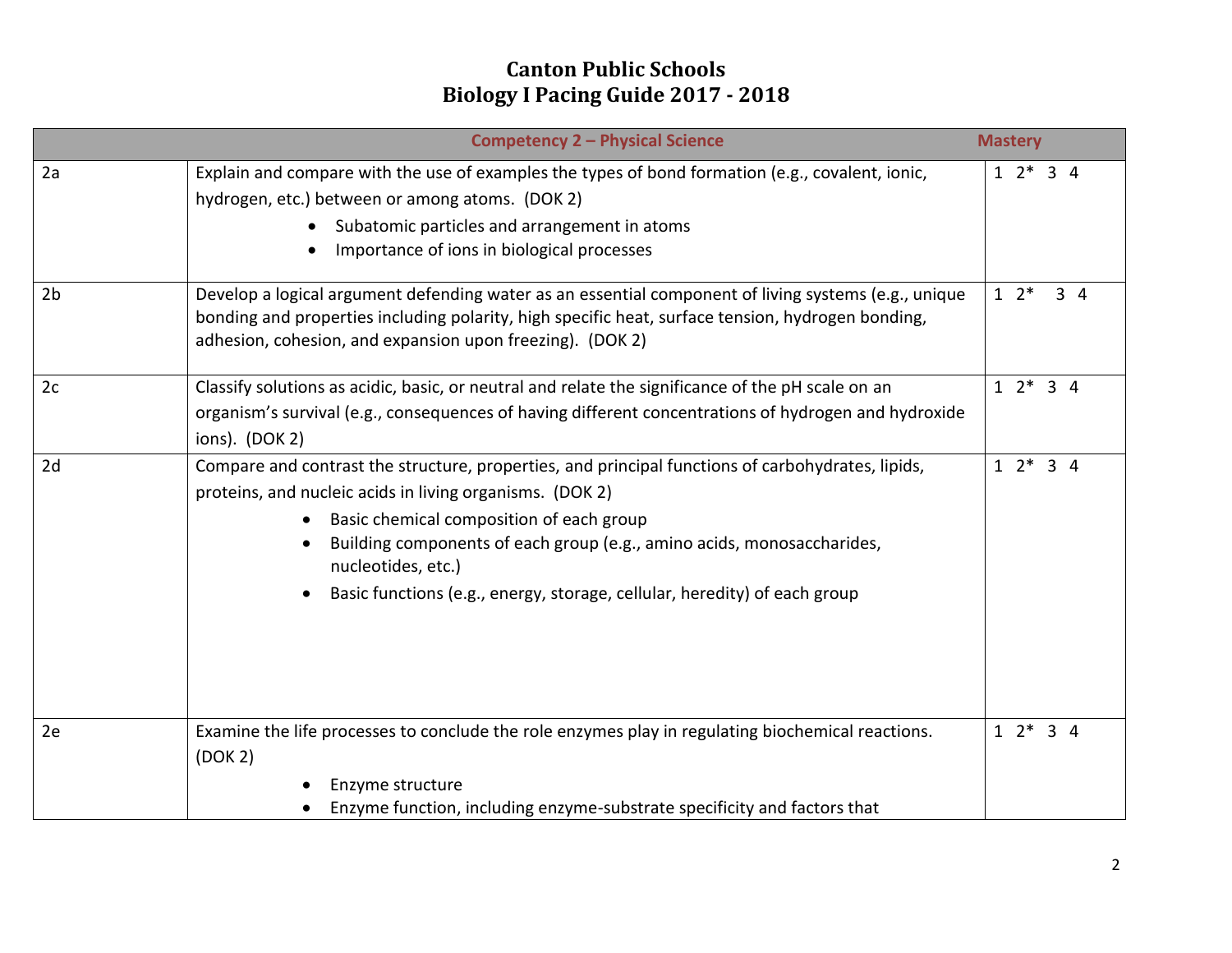# Canton Public Schools
# Biology I Pacing Guide 2017 - 2018

| | Competency 2 – Physical Science | Mastery |
|---|---|---|
| 2a | Explain and compare with the use of examples the types of bond formation (e.g., covalent, ionic, hydrogen, etc.) between or among atoms. (DOK 2)<br>• Subatomic particles and arrangement in atoms<br>• Importance of ions in biological processes | 1 2* 3 4 |
| 2b | Develop a logical argument defending water as an essential component of living systems (e.g., unique bonding and properties including polarity, high specific heat, surface tension, hydrogen bonding, adhesion, cohesion, and expansion upon freezing). (DOK 2) | 1 2* 3 4 |
| 2c | Classify solutions as acidic, basic, or neutral and relate the significance of the pH scale on an organism's survival (e.g., consequences of having different concentrations of hydrogen and hydroxide ions). (DOK 2) | 1 2* 3 4 |
| 2d | Compare and contrast the structure, properties, and principal functions of carbohydrates, lipids, proteins, and nucleic acids in living organisms. (DOK 2)<br>• Basic chemical composition of each group<br>• Building components of each group (e.g., amino acids, monosaccharides, nucleotides, etc.)<br>• Basic functions (e.g., energy, storage, cellular, heredity) of each group | 1 2* 3 4 |
| 2e | Examine the life processes to conclude the role enzymes play in regulating biochemical reactions. (DOK 2)<br>• Enzyme structure<br>• Enzyme function, including enzyme-substrate specificity and factors that | 1 2* 3 4 |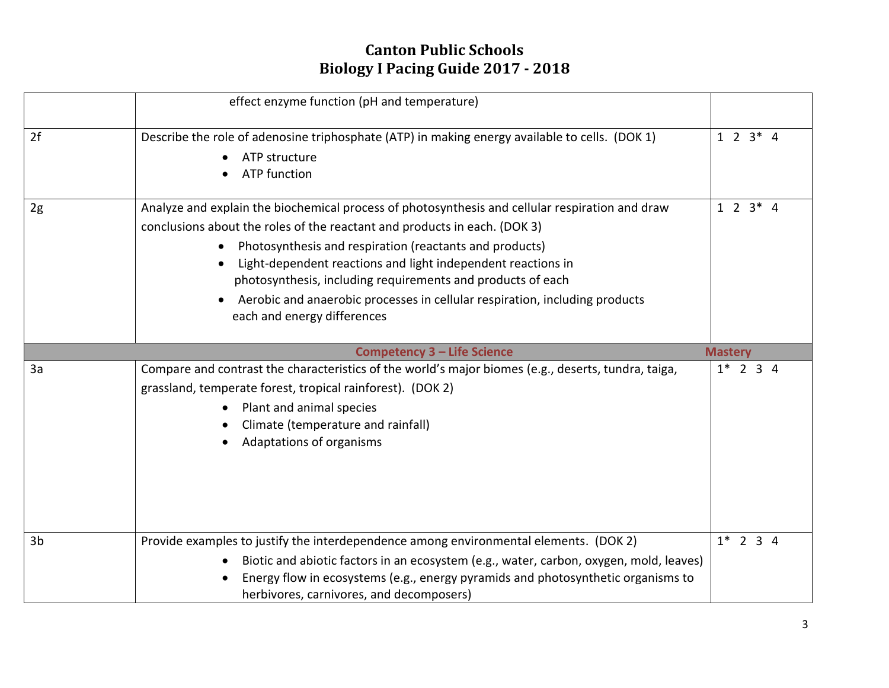# Canton Public Schools
## Biology I Pacing Guide 2017 - 2018

| | | |
|---|---|---|
| | effect enzyme function (pH and temperature) | |
| 2f | Describe the role of adenosine triphosphate (ATP) in making energy available to cells. (DOK 1)<br>• ATP structure<br>• ATP function | 1 2 3* 4 |
| 2g | Analyze and explain the biochemical process of photosynthesis and cellular respiration and draw conclusions about the roles of the reactant and products in each. (DOK 3)<br>• Photosynthesis and respiration (reactants and products)<br>• Light-dependent reactions and light independent reactions in photosynthesis, including requirements and products of each<br>• Aerobic and anaerobic processes in cellular respiration, including products each and energy differences | 1 2 3* 4 |
| | **Competency 3 – Life Science** | **Mastery** |
| 3a | Compare and contrast the characteristics of the world's major biomes (e.g., deserts, tundra, taiga, grassland, temperate forest, tropical rainforest). (DOK 2)<br>• Plant and animal species<br>• Climate (temperature and rainfall)<br>• Adaptations of organisms | 1* 2 3 4 |
| 3b | Provide examples to justify the interdependence among environmental elements. (DOK 2)<br>• Biotic and abiotic factors in an ecosystem (e.g., water, carbon, oxygen, mold, leaves)<br>• Energy flow in ecosystems (e.g., energy pyramids and photosynthetic organisms to herbivores, carnivores, and decomposers) | 1* 2 3 4 |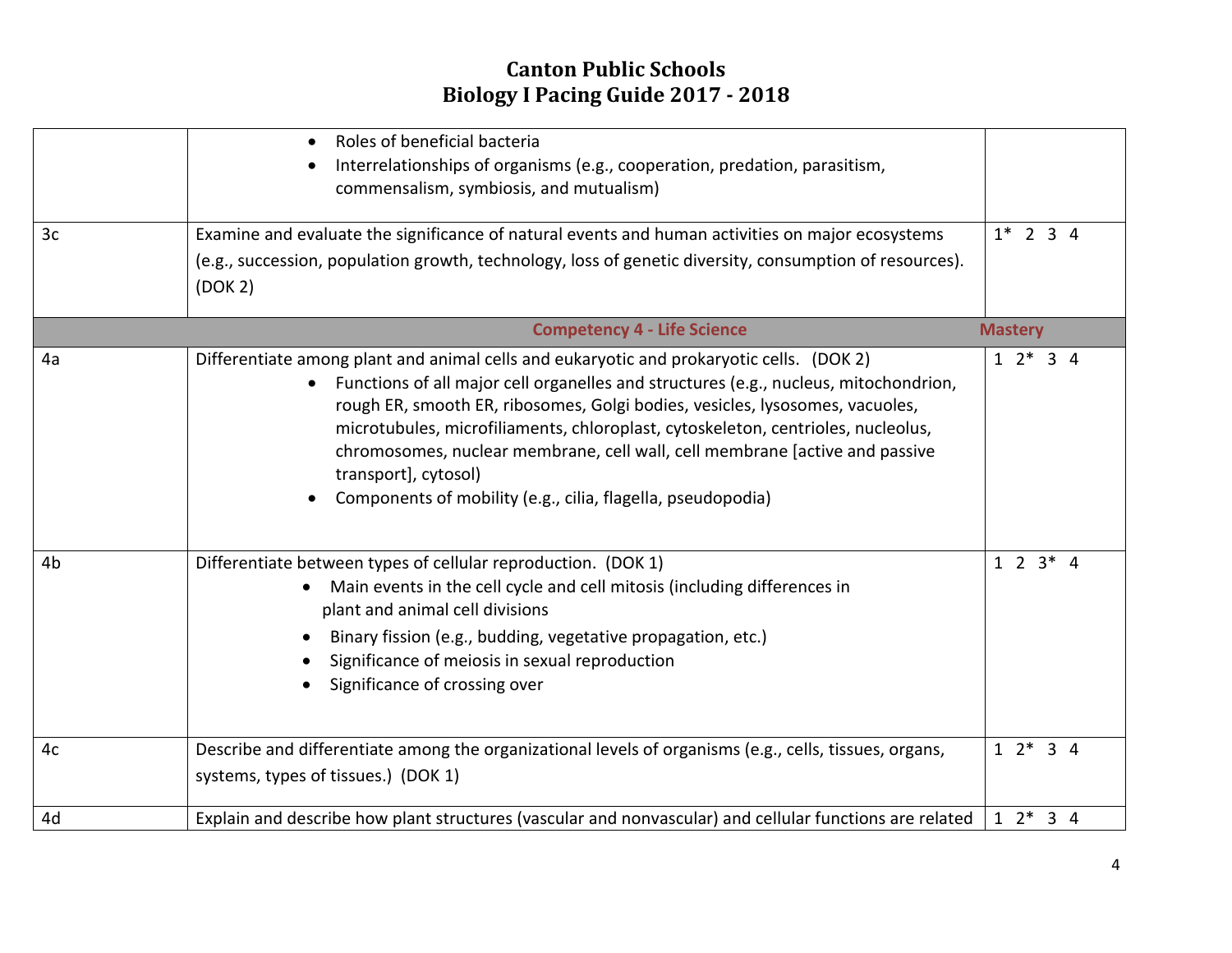| | | |
|---|---|---|
| | • Roles of beneficial bacteria<br>• Interrelationships of organisms (e.g., cooperation, predation, parasitism, commensalism, symbiosis, and mutualism) | |
| 3c | Examine and evaluate the significance of natural events and human activities on major ecosystems (e.g., succession, population growth, technology, loss of genetic diversity, consumption of resources). (DOK 2) | 1* 2 3 4 |
| | **Competency 4 - Life Science** | **Mastery** |
| 4a | Differentiate among plant and animal cells and eukaryotic and prokaryotic cells. (DOK 2)<br>• Functions of all major cell organelles and structures (e.g., nucleus, mitochondrion, rough ER, smooth ER, ribosomes, Golgi bodies, vesicles, lysosomes, vacuoles, microtubules, microfiliaments, chloroplast, cytoskeleton, centrioles, nucleolus, chromosomes, nuclear membrane, cell wall, cell membrane [active and passive transport], cytosol)<br>• Components of mobility (e.g., cilia, flagella, pseudopodia) | 1 2* 3 4 |
| 4b | Differentiate between types of cellular reproduction. (DOK 1)<br>• Main events in the cell cycle and cell mitosis (including differences in plant and animal cell divisions<br>• Binary fission (e.g., budding, vegetative propagation, etc.)<br>• Significance of meiosis in sexual reproduction<br>• Significance of crossing over | 1 2 3* 4 |
| 4c | Describe and differentiate among the organizational levels of organisms (e.g., cells, tissues, organs, systems, types of tissues.) (DOK 1) | 1 2* 3 4 |
| 4d | Explain and describe how plant structures (vascular and nonvascular) and cellular functions are related | 1 2* 3 4 |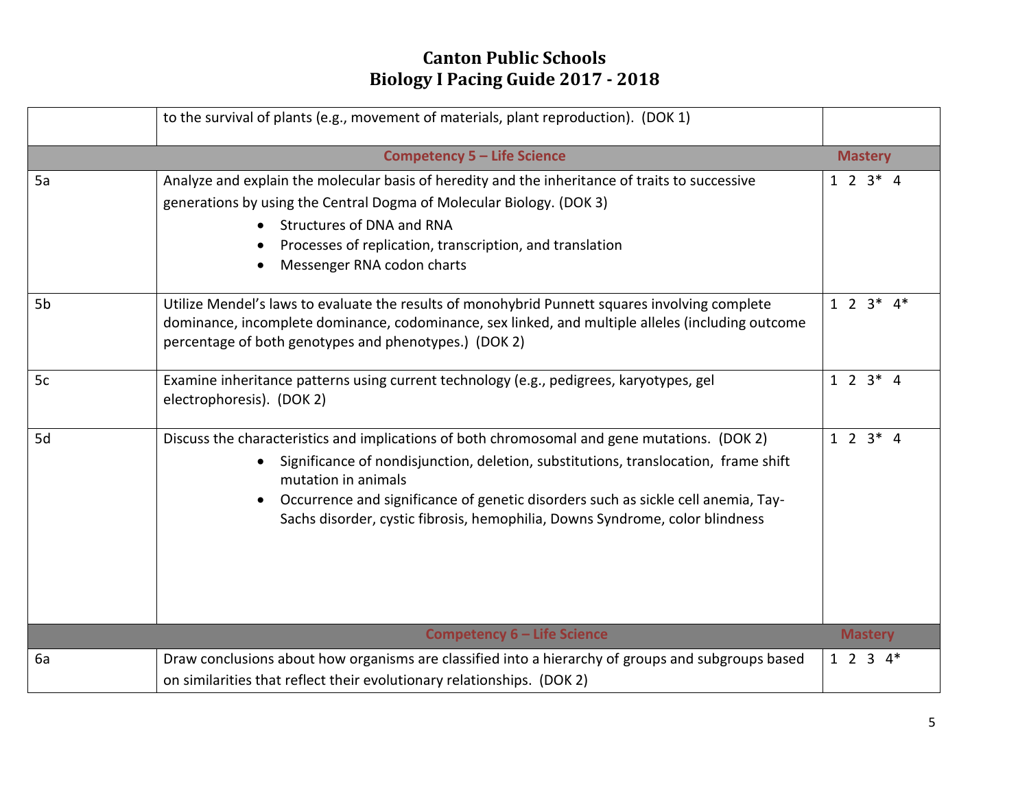# Canton Public Schools
# Biology I Pacing Guide 2017 - 2018

| | | |
|---|---|---|
| | to the survival of plants (e.g., movement of materials, plant reproduction). (DOK 1) | |
| | **Competency 5 – Life Science** | **Mastery** |
| 5a | Analyze and explain the molecular basis of heredity and the inheritance of traits to successive generations by using the Central Dogma of Molecular Biology. (DOK 3)<br>• Structures of DNA and RNA<br>• Processes of replication, transcription, and translation<br>• Messenger RNA codon charts | 1 2 3* 4 |
| 5b | Utilize Mendel's laws to evaluate the results of monohybrid Punnett squares involving complete dominance, incomplete dominance, codominance, sex linked, and multiple alleles (including outcome percentage of both genotypes and phenotypes.) (DOK 2) | 1 2 3* 4* |
| 5c | Examine inheritance patterns using current technology (e.g., pedigrees, karyotypes, gel electrophoresis). (DOK 2) | 1 2 3* 4 |
| 5d | Discuss the characteristics and implications of both chromosomal and gene mutations. (DOK 2)<br>• Significance of nondisjunction, deletion, substitutions, translocation, frame shift mutation in animals<br>• Occurrence and significance of genetic disorders such as sickle cell anemia, Tay-Sachs disorder, cystic fibrosis, hemophilia, Downs Syndrome, color blindness | 1 2 3* 4 |
| | **Competency 6 – Life Science** | **Mastery** |
| 6a | Draw conclusions about how organisms are classified into a hierarchy of groups and subgroups based on similarities that reflect their evolutionary relationships. (DOK 2) | 1 2 3 4* |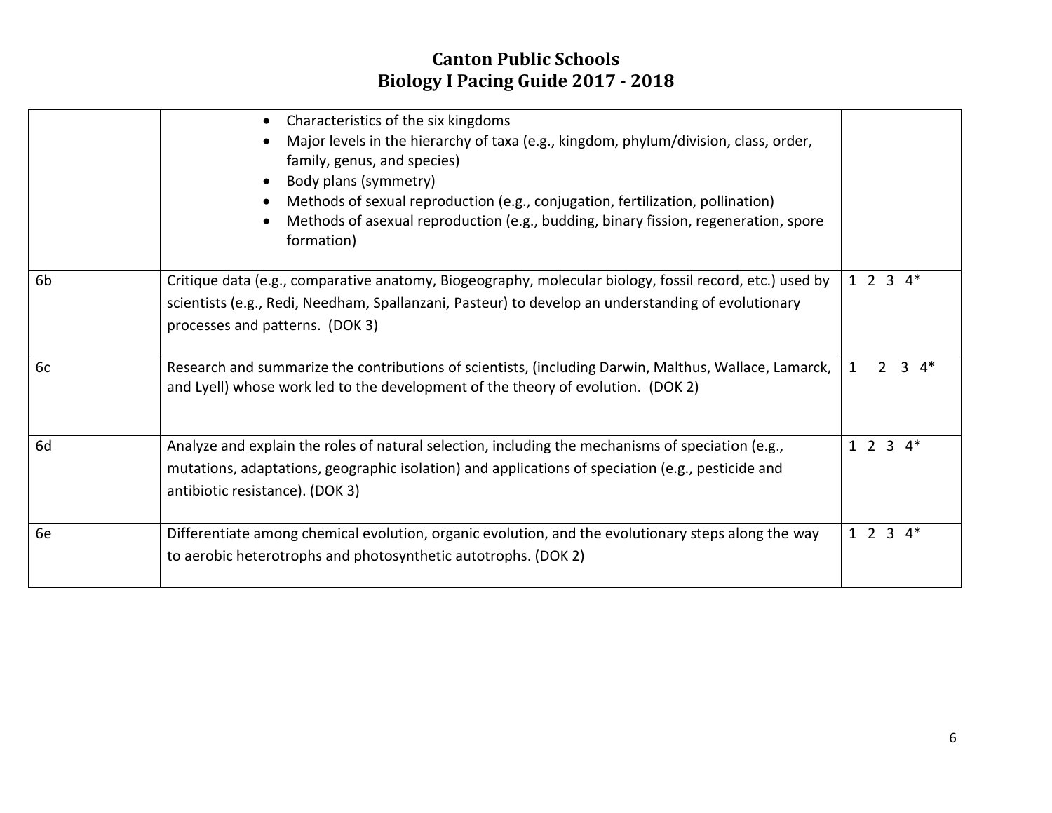# Canton Public Schools
## Biology I Pacing Guide 2017 - 2018

| | | |
|---|---|---|
| | • Characteristics of the six kingdoms<br>• Major levels in the hierarchy of taxa (e.g., kingdom, phylum/division, class, order, family, genus, and species)<br>• Body plans (symmetry)<br>• Methods of sexual reproduction (e.g., conjugation, fertilization, pollination)<br>• Methods of asexual reproduction (e.g., budding, binary fission, regeneration, spore formation) | |
| 6b | Critique data (e.g., comparative anatomy, Biogeography, molecular biology, fossil record, etc.) used by scientists (e.g., Redi, Needham, Spallanzani, Pasteur) to develop an understanding of evolutionary processes and patterns. (DOK 3) | 1 2 3 4* |
| 6c | Research and summarize the contributions of scientists, (including Darwin, Malthus, Wallace, Lamarck, and Lyell) whose work led to the development of the theory of evolution. (DOK 2) | 1 2 3 4* |
| 6d | Analyze and explain the roles of natural selection, including the mechanisms of speciation (e.g., mutations, adaptations, geographic isolation) and applications of speciation (e.g., pesticide and antibiotic resistance). (DOK 3) | 1 2 3 4* |
| 6e | Differentiate among chemical evolution, organic evolution, and the evolutionary steps along the way to aerobic heterotrophs and photosynthetic autotrophs. (DOK 2) | 1 2 3 4* |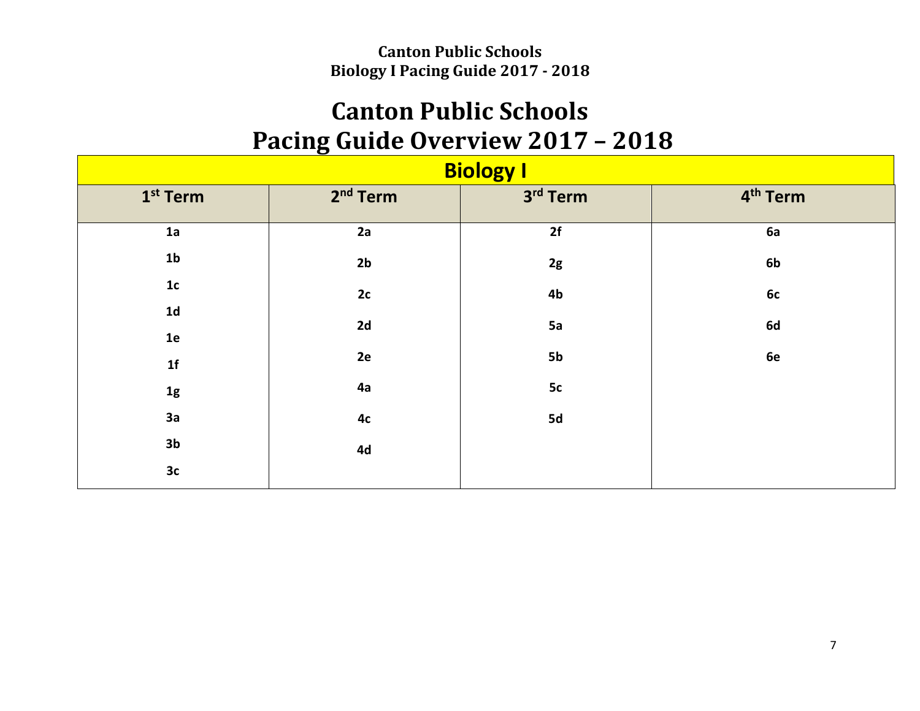# Canton Public Schools
# Pacing Guide Overview 2017 – 2018

| Biology I | | | |
|---|---|---|---|
| 1st Term | 2nd Term | 3rd Term | 4th Term |
| 1a | 2a | 2f | 6a |
| 1b | 2b | 2g | 6b |
| 1c | 2c | 4b | 6c |
| 1d | 2d | 5a | 6d |
| 1e | 2e | 5b | 6e |
| 1f | 4a | 5c | |
| 1g | 4c | 5d | |
| 3a | 4d | | |
| 3b | | | |
| 3c | | | |